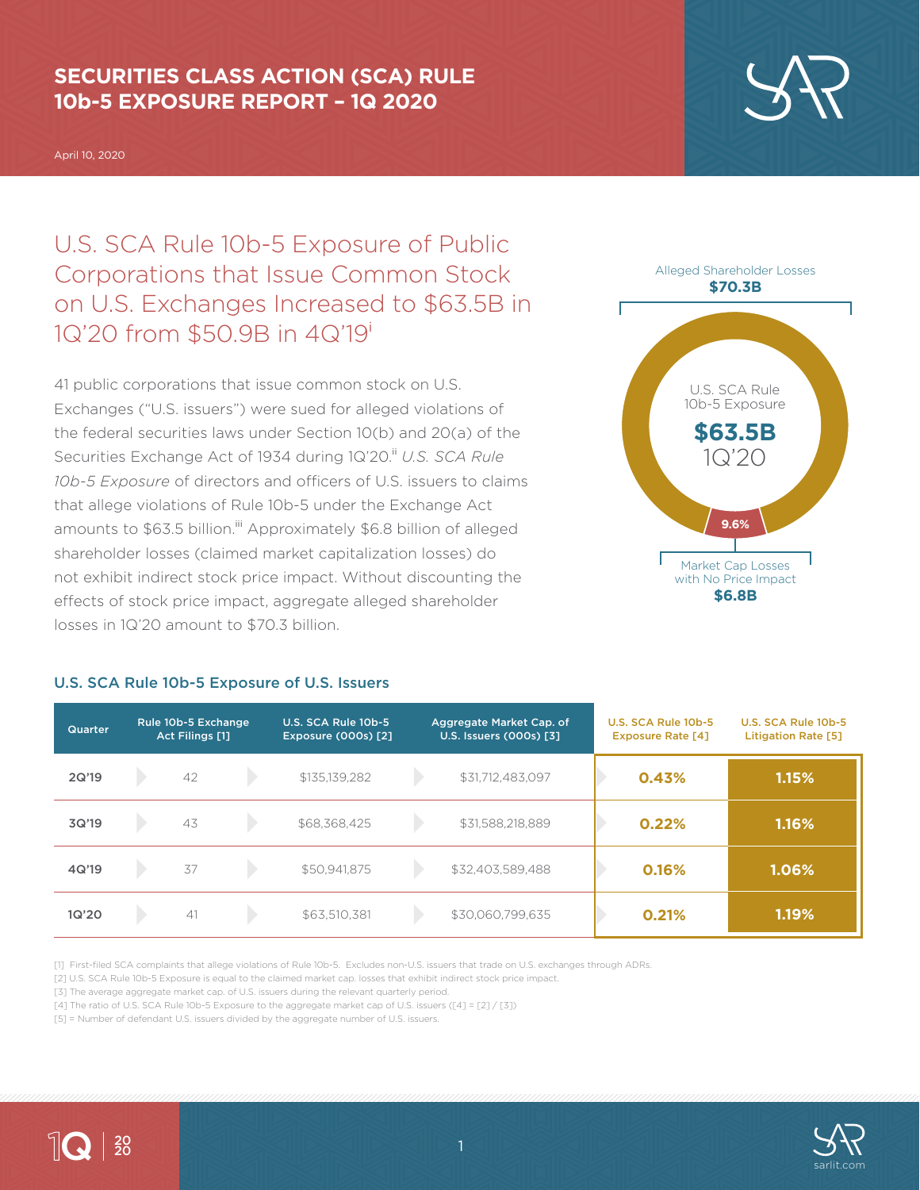# SECURITIES CLASS ACTION (SCA) RULE 10b-5 EXPOSURE REPORT – 1Q 2020

April 10, 2020

## U.S. SCA Rule 10b-5 Exposure of Public Corporations that Issue Common Stock on U.S. Exchanges Increased to $63.5B in 1Q'20 from $50.9B in 4Q'19[i]

41 public corporations that issue common stock on U.S. Exchanges ("U.S. issuers") were sued for alleged violations of the federal securities laws under Section 10(b) and 20(a) of the Securities Exchange Act of 1934 during 1Q'20.[ii] *U.S. SCA Rule 10b-5 Exposure* of directors and officers of U.S. issuers to claims that allege violations of Rule 10b-5 under the Exchange Act amounts to $63.5 billion.[iii] Approximately $6.8 billion of alleged shareholder losses (claimed market capitalization losses) do not exhibit indirect stock price impact. Without discounting the effects of stock price impact, aggregate alleged shareholder losses in 1Q'20 amount to $70.3 billion.

Alleged Shareholder Losses **$70.3B**

U.S. SCA Rule 10b-5 Exposure **$63.5B** 1Q'20

**9.6%**

Market Cap Losses with No Price Impact **$6.8B**

### U.S. SCA Rule 10b-5 Exposure of U.S. Issuers

| Quarter | Rule 10b-5 Exchange Act Filings [1] | U.S. SCA Rule 10b-5 Exposure (000s) [2] | Aggregate Market Cap. of U.S. Issuers (000s) [3] | U.S. SCA Rule 10b-5 Exposure Rate [4] | U.S. SCA Rule 10b-5 Litigation Rate [5] |
|---|---|---|---|---|---|
| 2Q'19 | 42 | $135,139,282 | $31,712,483,097 | 0.43% | 1.15% |
| 3Q'19 | 43 | $68,368,425 | $31,588,218,889 | 0.22% | 1.16% |
| 4Q'19 | 37 | $50,941,875 | $32,403,589,488 | 0.16% | 1.06% |
| 1Q'20 | 41 | $63,510,381 | $30,060,799,635 | 0.21% | 1.19% |

[1] First-filed SCA complaints that allege violations of Rule 10b-5. Excludes non-U.S. issuers that trade on U.S. exchanges through ADRs.
[2] U.S. SCA Rule 10b-5 Exposure is equal to the claimed market cap. losses that exhibit indirect stock price impact.
[3] The average aggregate market cap. of U.S. issuers during the relevant quarterly period.
[4] The ratio of U.S. SCA Rule 10b-5 Exposure to the aggregate market cap of U.S. issuers ([4] = [2] / [3])
[5] = Number of defendant U.S. issuers divided by the aggregate number of U.S. issuers.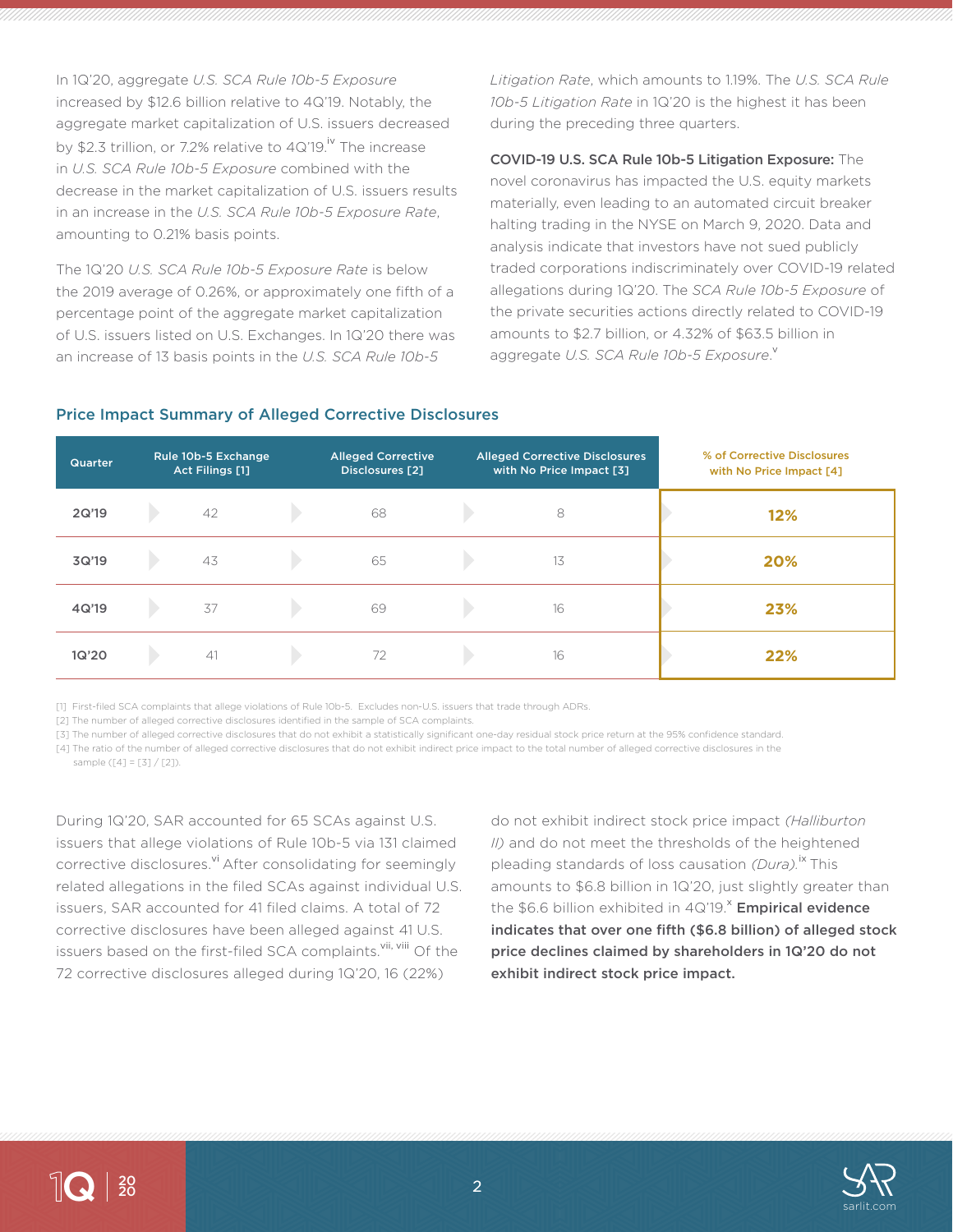In 1Q'20, aggregate *U.S. SCA Rule 10b-5 Exposure* increased by $12.6 billion relative to 4Q'19. Notably, the aggregate market capitalization of U.S. issuers decreased by $2.3 trillion, or 7.2% relative to 4Q'19.[iv] The increase in *U.S. SCA Rule 10b-5 Exposure* combined with the decrease in the market capitalization of U.S. issuers results in an increase in the *U.S. SCA Rule 10b-5 Exposure Rate*, amounting to 0.21% basis points.

The 1Q'20 *U.S. SCA Rule 10b-5 Exposure Rate* is below the 2019 average of 0.26%, or approximately one fifth of a percentage point of the aggregate market capitalization of U.S. issuers listed on U.S. Exchanges. In 1Q'20 there was an increase of 13 basis points in the *U.S. SCA Rule 10b-5 Litigation Rate*, which amounts to 1.19%. The *U.S. SCA Rule 10b-5 Litigation Rate* in 1Q'20 is the highest it has been during the preceding three quarters.

**COVID-19 U.S. SCA Rule 10b-5 Litigation Exposure:** The novel coronavirus has impacted the U.S. equity markets materially, even leading to an automated circuit breaker halting trading in the NYSE on March 9, 2020. Data and analysis indicate that investors have not sued publicly traded corporations indiscriminately over COVID-19 related allegations during 1Q'20. The *SCA Rule 10b-5 Exposure* of the private securities actions directly related to COVID-19 amounts to $2.7 billion, or 4.32% of $63.5 billion in aggregate *U.S. SCA Rule 10b-5 Exposure*.[v]

## Price Impact Summary of Alleged Corrective Disclosures

| Quarter | Rule 10b-5 Exchange Act Filings [1] | Alleged Corrective Disclosures [2] | Alleged Corrective Disclosures with No Price Impact [3] | % of Corrective Disclosures with No Price Impact [4] |
|---|---|---|---|---|
| 2Q'19 | 42 | 68 | 8 | **12%** |
| 3Q'19 | 43 | 65 | 13 | **20%** |
| 4Q'19 | 37 | 69 | 16 | **23%** |
| 1Q'20 | 41 | 72 | 16 | **22%** |

[1] First-filed SCA complaints that allege violations of Rule 10b-5. Excludes non-U.S. issuers that trade through ADRs.
[2] The number of alleged corrective disclosures identified in the sample of SCA complaints.
[3] The number of alleged corrective disclosures that do not exhibit a statistically significant one-day residual stock price return at the 95% confidence standard.
[4] The ratio of the number of alleged corrective disclosures that do not exhibit indirect price impact to the total number of alleged corrective disclosures in the sample ([4] = [3] / [2]).

During 1Q'20, SAR accounted for 65 SCAs against U.S. issuers that allege violations of Rule 10b-5 via 131 claimed corrective disclosures.[vi] After consolidating for seemingly related allegations in the filed SCAs against individual U.S. issuers, SAR accounted for 41 filed claims. A total of 72 corrective disclosures have been alleged against 41 U.S. issuers based on the first-filed SCA complaints.[vii, viii] Of the 72 corrective disclosures alleged during 1Q'20, 16 (22%) do not exhibit indirect stock price impact *(Halliburton II)* and do not meet the thresholds of the heightened pleading standards of loss causation *(Dura)*.[ix] This amounts to $6.8 billion in 1Q'20, just slightly greater than the $6.6 billion exhibited in 4Q'19.[x] **Empirical evidence indicates that over one fifth ($6.8 billion) of alleged stock price declines claimed by shareholders in 1Q'20 do not exhibit indirect stock price impact.**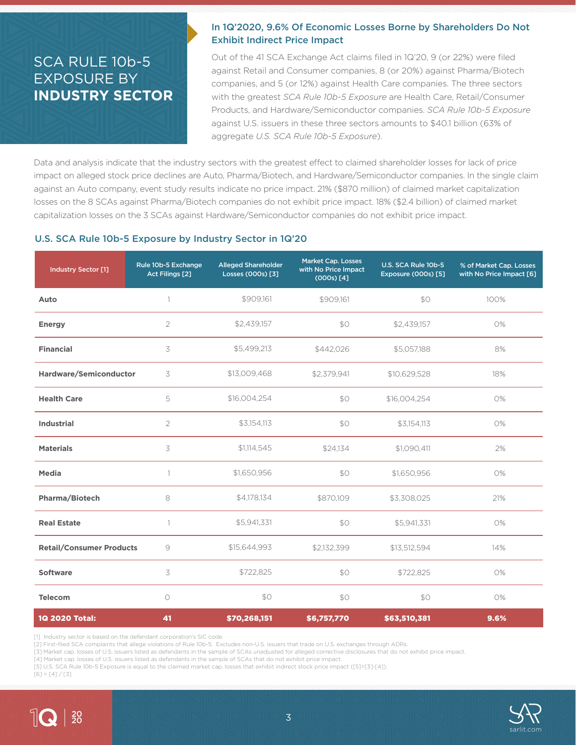# SCA RULE 10b-5 EXPOSURE BY **INDUSTRY SECTOR**

## In 1Q'2020, 9.6% Of Economic Losses Borne by Shareholders Do Not Exhibit Indirect Price Impact

Out of the 41 SCA Exchange Act claims filed in 1Q'20, 9 (or 22%) were filed against Retail and Consumer companies, 8 (or 20%) against Pharma/Biotech companies, and 5 (or 12%) against Health Care companies. The three sectors with the greatest *SCA Rule 10b-5 Exposure* are Health Care, Retail/Consumer Products, and Hardware/Semiconductor companies. *SCA Rule 10b-5 Exposure* against U.S. issuers in these three sectors amounts to $40.1 billion (63% of aggregate *U.S. SCA Rule 10b-5 Exposure*).

Data and analysis indicate that the industry sectors with the greatest effect to claimed shareholder losses for lack of price impact on alleged stock price declines are Auto, Pharma/Biotech, and Hardware/Semiconductor companies. In the single claim against an Auto company, event study results indicate no price impact. 21% ($870 million) of claimed market capitalization losses on the 8 SCAs against Pharma/Biotech companies do not exhibit price impact. 18% ($2.4 billion) of claimed market capitalization losses on the 3 SCAs against Hardware/Semiconductor companies do not exhibit price impact.

### U.S. SCA Rule 10b-5 Exposure by Industry Sector in 1Q'20

| Industry Sector [1] | Rule 10b-5 Exchange Act Filings [2] | Alleged Shareholder Losses (000s) [3] | Market Cap. Losses with No Price Impact (000s) [4] | U.S. SCA Rule 10b-5 Exposure (000s) [5] | % of Market Cap. Losses with No Price Impact [6] |
|---|---|---|---|---|---|
| **Auto** | 1 | $909,161 | $909,161 | $0 | 100% |
| **Energy** | 2 | $2,439,157 | $0 | $2,439,157 | 0% |
| **Financial** | 3 | $5,499,213 | $442,026 | $5,057,188 | 8% |
| **Hardware/Semiconductor** | 3 | $13,009,468 | $2,379,941 | $10,629,528 | 18% |
| **Health Care** | 5 | $16,004,254 | $0 | $16,004,254 | 0% |
| **Industrial** | 2 | $3,154,113 | $0 | $3,154,113 | 0% |
| **Materials** | 3 | $1,114,545 | $24,134 | $1,090,411 | 2% |
| **Media** | 1 | $1,650,956 | $0 | $1,650,956 | 0% |
| **Pharma/Biotech** | 8 | $4,178,134 | $870,109 | $3,308,025 | 21% |
| **Real Estate** | 1 | $5,941,331 | $0 | $5,941,331 | 0% |
| **Retail/Consumer Products** | 9 | $15,644,993 | $2,132,399 | $13,512,594 | 14% |
| **Software** | 3 | $722,825 | $0 | $722,825 | 0% |
| **Telecom** | 0 | $0 | $0 | $0 | 0% |
| **1Q 2020 Total:** | **41** | **$70,268,151** | **$6,757,770** | **$63,510,381** | **9.6%** |

[1] Industry sector is based on the defendant corporation's SIC code.
[2] First-filed SCA complaints that allege violations of Rule 10b-5. Excludes non-U.S. issuers that trade on U.S. exchanges through ADRs.
[3] Market cap. losses of U.S. issuers listed as defendants in the sample of SCAs unadjusted for alleged corrective disclosures that do not exhibit price impact.
[4] Market cap. losses of U.S. issuers listed as defendants in the sample of SCAs that do not exhibit price impact.
[5] U.S. SCA Rule 10b-5 Exposure is equal to the claimed market cap. losses that exhibit indirect stock price impact ([5]=[3]-[4]).
[6] = [4] / [3]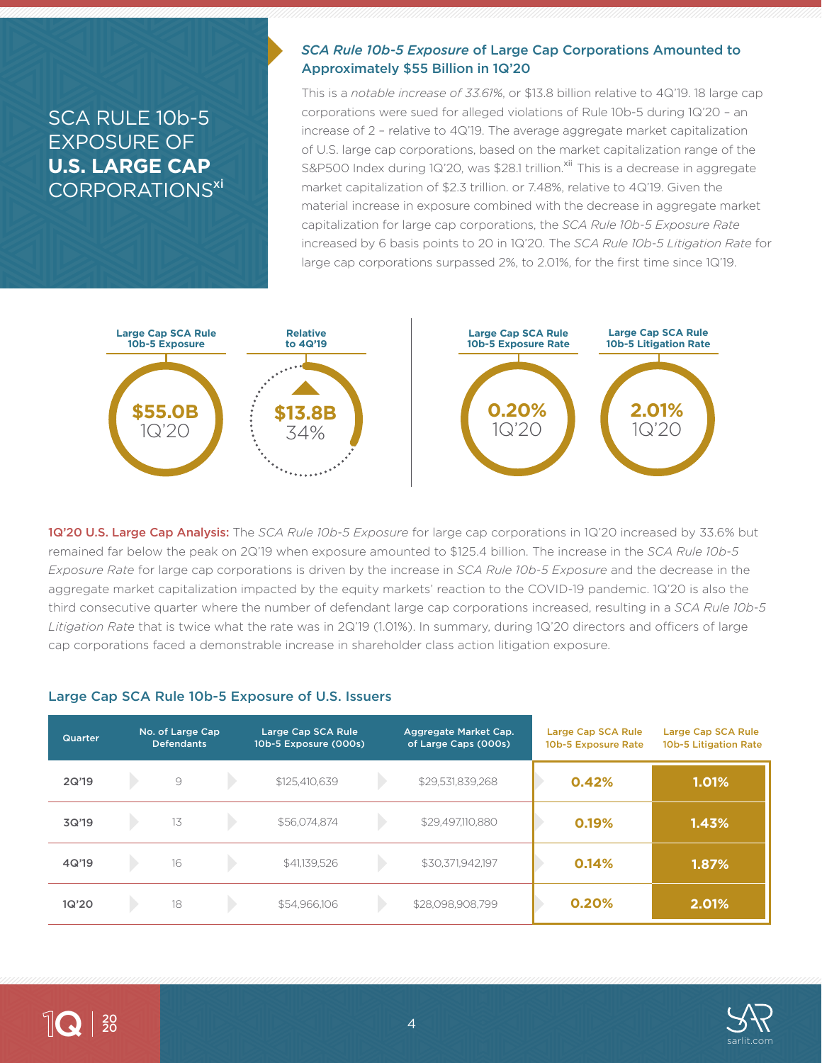# SCA RULE 10b-5 EXPOSURE OF **U.S. LARGE CAP** CORPORATIONS[xi]

## *SCA Rule 10b-5 Exposure* of Large Cap Corporations Amounted to Approximately $55 Billion in 1Q'20

This is a *notable increase of 33.61%*, or $13.8 billion relative to 4Q'19. 18 large cap corporations were sued for alleged violations of Rule 10b-5 during 1Q'20 – an increase of 2 – relative to 4Q'19. The average aggregate market capitalization of U.S. large cap corporations, based on the market capitalization range of the S&P500 Index during 1Q'20, was $28.1 trillion.[xii] This is a decrease in aggregate market capitalization of $2.3 trillion. or 7.48%, relative to 4Q'19. Given the material increase in exposure combined with the decrease in aggregate market capitalization for large cap corporations, the *SCA Rule 10b-5 Exposure Rate* increased by 6 basis points to 20 in 1Q'20. The *SCA Rule 10b-5 Litigation Rate* for large cap corporations surpassed 2%, to 2.01%, for the first time since 1Q'19.

**Large Cap SCA Rule 10b-5 Exposure:** $55.0B 1Q'20

**Relative to 4Q'19:** ▲ $13.8B 34%

**Large Cap SCA Rule 10b-5 Exposure Rate:** 0.20% 1Q'20

**Large Cap SCA Rule 10b-5 Litigation Rate:** 2.01% 1Q'20

**1Q'20 U.S. Large Cap Analysis:** The *SCA Rule 10b-5 Exposure* for large cap corporations in 1Q'20 increased by 33.6% but remained far below the peak on 2Q'19 when exposure amounted to $125.4 billion. The increase in the *SCA Rule 10b-5 Exposure Rate* for large cap corporations is driven by the increase in *SCA Rule 10b-5 Exposure* and the decrease in the aggregate market capitalization impacted by the equity markets' reaction to the COVID-19 pandemic. 1Q'20 is also the third consecutive quarter where the number of defendant large cap corporations increased, resulting in a *SCA Rule 10b-5 Litigation Rate* that is twice what the rate was in 2Q'19 (1.01%). In summary, during 1Q'20 directors and officers of large cap corporations faced a demonstrable increase in shareholder class action litigation exposure.

### Large Cap SCA Rule 10b-5 Exposure of U.S. Issuers

| Quarter | No. of Large Cap Defendants | Large Cap SCA Rule 10b-5 Exposure (000s) | Aggregate Market Cap. of Large Caps (000s) | Large Cap SCA Rule 10b-5 Exposure Rate | Large Cap SCA Rule 10b-5 Litigation Rate |
|---|---|---|---|---|---|
| 2Q'19 | 9 | $125,410,639 | $29,531,839,268 | 0.42% | 1.01% |
| 3Q'19 | 13 | $56,074,874 | $29,497,110,880 | 0.19% | 1.43% |
| 4Q'19 | 16 | $41,139,526 | $30,371,942,197 | 0.14% | 1.87% |
| 1Q'20 | 18 | $54,966,106 | $28,098,908,799 | 0.20% | 2.01% |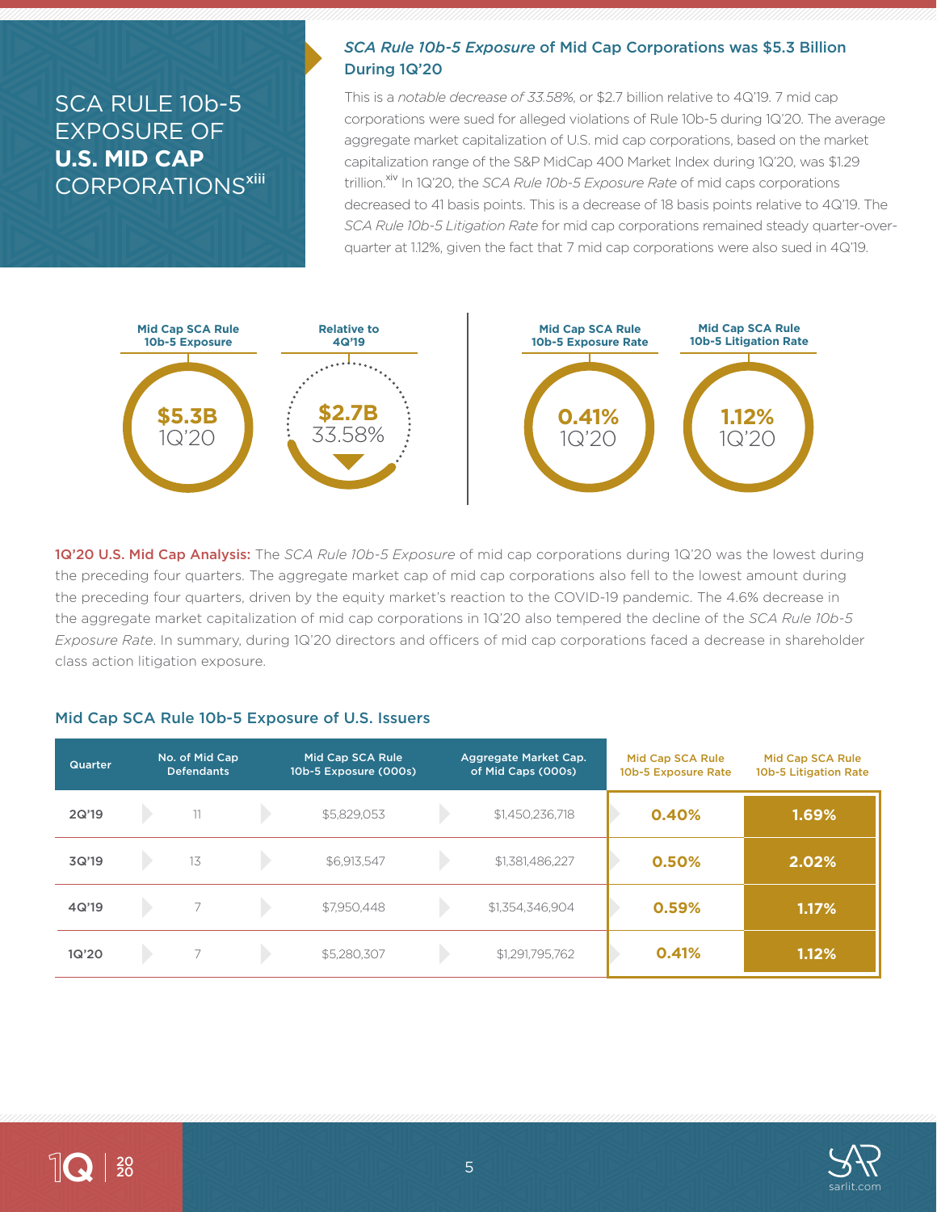# SCA RULE 10b-5 EXPOSURE OF **U.S. MID CAP** CORPORATIONS[xiii]

### *SCA Rule 10b-5 Exposure* of Mid Cap Corporations was $5.3 Billion During 1Q'20

This is a *notable decrease of 33.58%*, or $2.7 billion relative to 4Q'19. 7 mid cap corporations were sued for alleged violations of Rule 10b-5 during 1Q'20. The average aggregate market capitalization of U.S. mid cap corporations, based on the market capitalization range of the S&P MidCap 400 Market Index during 1Q'20, was $1.29 trillion.[xiv] In 1Q'20, the *SCA Rule 10b-5 Exposure Rate* of mid caps corporations decreased to 41 basis points. This is a decrease of 18 basis points relative to 4Q'19. The *SCA Rule 10b-5 Litigation Rate* for mid cap corporations remained steady quarter-over-quarter at 1.12%, given the fact that 7 mid cap corporations were also sued in 4Q'19.

| Mid Cap SCA Rule 10b-5 Exposure | Relative to 4Q'19 | Mid Cap SCA Rule 10b-5 Exposure Rate | Mid Cap SCA Rule 10b-5 Litigation Rate |
|---|---|---|---|
| $5.3B 1Q'20 | $2.7B 33.58% | 0.41% 1Q'20 | 1.12% 1Q'20 |

**1Q'20 U.S. Mid Cap Analysis:** The *SCA Rule 10b-5 Exposure* of mid cap corporations during 1Q'20 was the lowest during the preceding four quarters. The aggregate market cap of mid cap corporations also fell to the lowest amount during the preceding four quarters, driven by the equity market's reaction to the COVID-19 pandemic. The 4.6% decrease in the aggregate market capitalization of mid cap corporations in 1Q'20 also tempered the decline of the *SCA Rule 10b-5 Exposure Rate*. In summary, during 1Q'20 directors and officers of mid cap corporations faced a decrease in shareholder class action litigation exposure.

### Mid Cap SCA Rule 10b-5 Exposure of U.S. Issuers

| Quarter | No. of Mid Cap Defendants | Mid Cap SCA Rule 10b-5 Exposure (000s) | Aggregate Market Cap. of Mid Caps (000s) | Mid Cap SCA Rule 10b-5 Exposure Rate | Mid Cap SCA Rule 10b-5 Litigation Rate |
|---|---|---|---|---|---|
| 2Q'19 | 11 | $5,829,053 | $1,450,236,718 | 0.40% | 1.69% |
| 3Q'19 | 13 | $6,913,547 | $1,381,486,227 | 0.50% | 2.02% |
| 4Q'19 | 7 | $7,950,448 | $1,354,346,904 | 0.59% | 1.17% |
| 1Q'20 | 7 | $5,280,307 | $1,291,795,762 | 0.41% | 1.12% |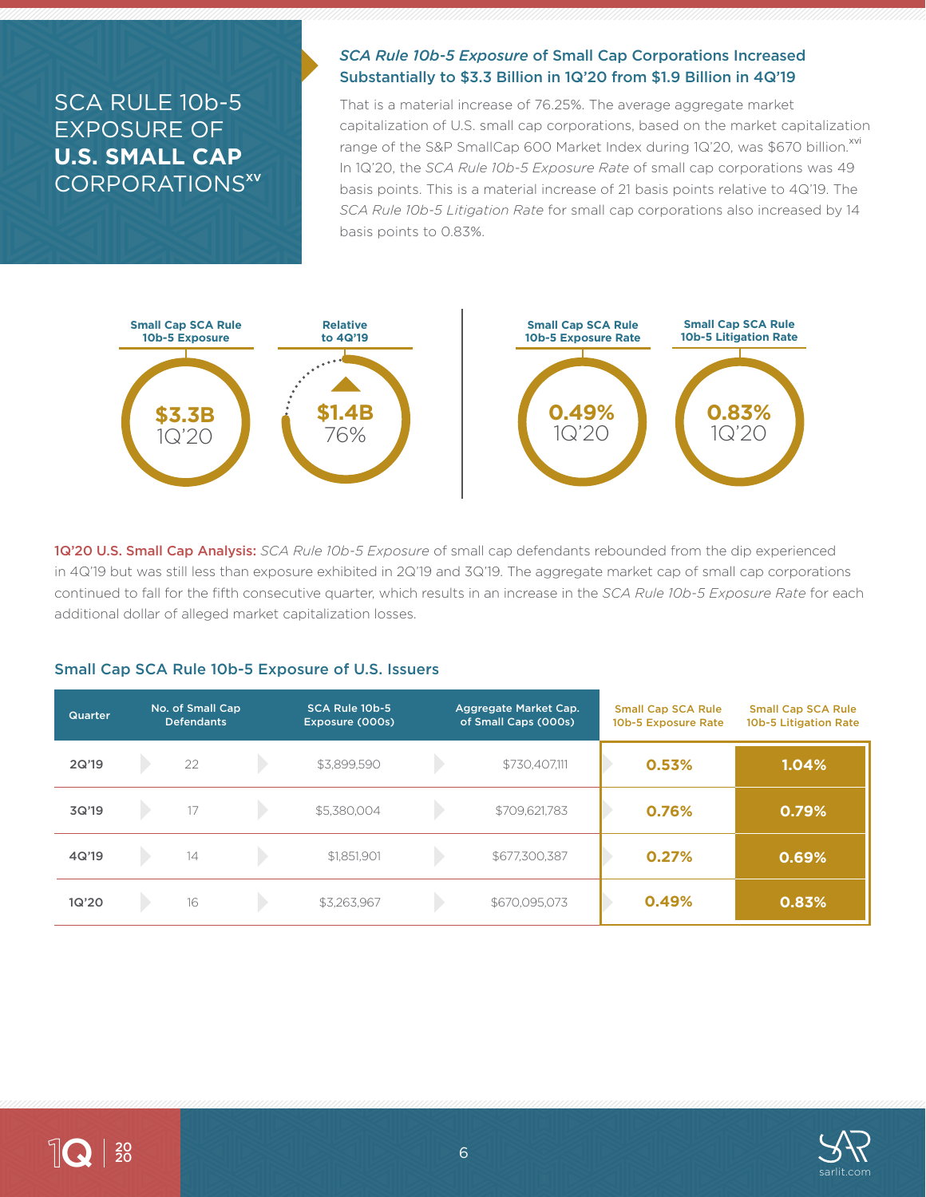# SCA RULE 10b-5 EXPOSURE OF **U.S. SMALL CAP** CORPORATIONS[xv]

## *SCA Rule 10b-5 Exposure* of Small Cap Corporations Increased Substantially to $3.3 Billion in 1Q'20 from $1.9 Billion in 4Q'19

That is a material increase of 76.25%. The average aggregate market capitalization of U.S. small cap corporations, based on the market capitalization range of the S&P SmallCap 600 Market Index during 1Q'20, was $670 billion.[xvi] In 1Q'20, the *SCA Rule 10b-5 Exposure Rate* of small cap corporations was 49 basis points. This is a material increase of 21 basis points relative to 4Q'19. The *SCA Rule 10b-5 Litigation Rate* for small cap corporations also increased by 14 basis points to 0.83%.

| Small Cap SCA Rule 10b-5 Exposure | Relative to 4Q'19 | Small Cap SCA Rule 10b-5 Exposure Rate | Small Cap SCA Rule 10b-5 Litigation Rate |
|---|---|---|---|
| $3.3B 1Q'20 | $1.4B 76% | 0.49% 1Q'20 | 0.83% 1Q'20 |

**1Q'20 U.S. Small Cap Analysis:** *SCA Rule 10b-5 Exposure* of small cap defendants rebounded from the dip experienced in 4Q'19 but was still less than exposure exhibited in 2Q'19 and 3Q'19. The aggregate market cap of small cap corporations continued to fall for the fifth consecutive quarter, which results in an increase in the *SCA Rule 10b-5 Exposure Rate* for each additional dollar of alleged market capitalization losses.

### Small Cap SCA Rule 10b-5 Exposure of U.S. Issuers

| Quarter | No. of Small Cap Defendants | SCA Rule 10b-5 Exposure (000s) | Aggregate Market Cap. of Small Caps (000s) | Small Cap SCA Rule 10b-5 Exposure Rate | Small Cap SCA Rule 10b-5 Litigation Rate |
|---|---|---|---|---|---|
| 2Q'19 | 22 | $3,899,590 | $730,407,111 | 0.53% | 1.04% |
| 3Q'19 | 17 | $5,380,004 | $709,621,783 | 0.76% | 0.79% |
| 4Q'19 | 14 | $1,851,901 | $677,300,387 | 0.27% | 0.69% |
| 1Q'20 | 16 | $3,263,967 | $670,095,073 | 0.49% | 0.83% |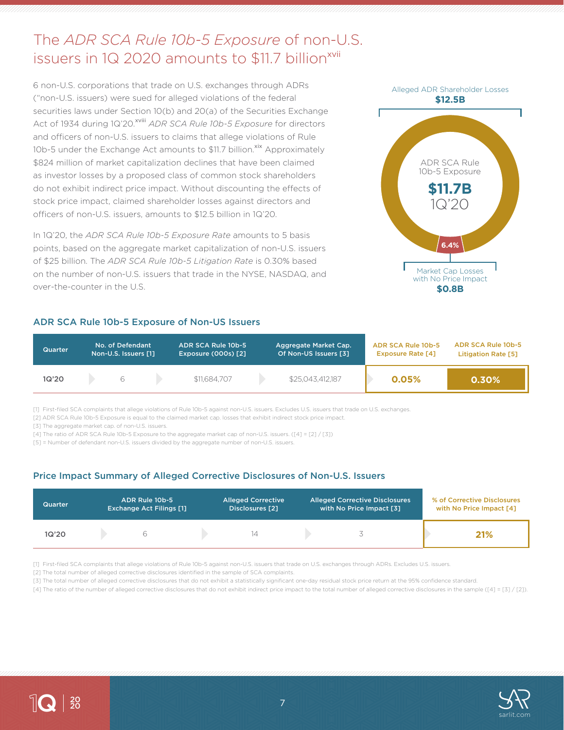# The *ADR SCA Rule 10b-5 Exposure* of non-U.S. issuers in 1Q 2020 amounts to $11.7 billion[xvii]

6 non-U.S. corporations that trade on U.S. exchanges through ADRs ("non-U.S. issuers) were sued for alleged violations of the federal securities laws under Section 10(b) and 20(a) of the Securities Exchange Act of 1934 during 1Q'20.[xviii] *ADR SCA Rule 10b-5 Exposure* for directors and officers of non-U.S. issuers to claims that allege violations of Rule 10b-5 under the Exchange Act amounts to $11.7 billion.[xix] Approximately $824 million of market capitalization declines that have been claimed as investor losses by a proposed class of common stock shareholders do not exhibit indirect price impact. Without discounting the effects of stock price impact, claimed shareholder losses against directors and officers of non-U.S. issuers, amounts to $12.5 billion in 1Q'20.

In 1Q'20, the *ADR SCA Rule 10b-5 Exposure Rate* amounts to 5 basis points, based on the aggregate market capitalization of non-U.S. issuers of $25 billion. The *ADR SCA Rule 10b-5 Litigation Rate* is 0.30% based on the number of non-U.S. issuers that trade in the NYSE, NASDAQ, and over-the-counter in the U.S.

Alleged ADR Shareholder Losses **$12.5B**

ADR SCA Rule 10b-5 Exposure **$11.7B** 1Q'20

6.4%

Market Cap Losses with No Price Impact **$0.8B**

## ADR SCA Rule 10b-5 Exposure of Non-US Issuers

| Quarter | No. of Defendant Non-U.S. Issuers [1] | ADR SCA Rule 10b-5 Exposure (000s) [2] | Aggregate Market Cap. Of Non-US Issuers [3] | ADR SCA Rule 10b-5 Exposure Rate [4] | ADR SCA Rule 10b-5 Litigation Rate [5] |
|---|---|---|---|---|---|
| 1Q'20 | 6 | $11,684,707 | $25,043,412,187 | 0.05% | 0.30% |

[1] First-filed SCA complaints that allege violations of Rule 10b-5 against non-U.S. issuers. Excludes U.S. issuers that trade on U.S. exchanges.
[2] ADR SCA Rule 10b-5 Exposure is equal to the claimed market cap. losses that exhibit indirect stock price impact.
[3] The aggregate market cap. of non-U.S. issuers.
[4] The ratio of ADR SCA Rule 10b-5 Exposure to the aggregate market cap of non-U.S. issuers. ([4] = [2] / [3])
[5] = Number of defendant non-U.S. issuers divided by the aggregate number of non-U.S. issuers.

## Price Impact Summary of Alleged Corrective Disclosures of Non-U.S. Issuers

| Quarter | ADR Rule 10b-5 Exchange Act Filings [1] | Alleged Corrective Disclosures [2] | Alleged Corrective Disclosures with No Price Impact [3] | % of Corrective Disclosures with No Price Impact [4] |
|---|---|---|---|---|
| 1Q'20 | 6 | 14 | 3 | 21% |

[1] First-filed SCA complaints that allege violations of Rule 10b-5 against non-U.S. issuers that trade on U.S. exchanges through ADRs. Excludes U.S. issuers.
[2] The total number of alleged corrective disclosures identified in the sample of SCA complaints.
[3] The total number of alleged corrective disclosures that do not exhibit a statistically significant one-day residual stock price return at the 95% confidence standard.
[4] The ratio of the number of alleged corrective disclosures that do not exhibit indirect price impact to the total number of alleged corrective disclosures in the sample ([4] = [3] / [2]).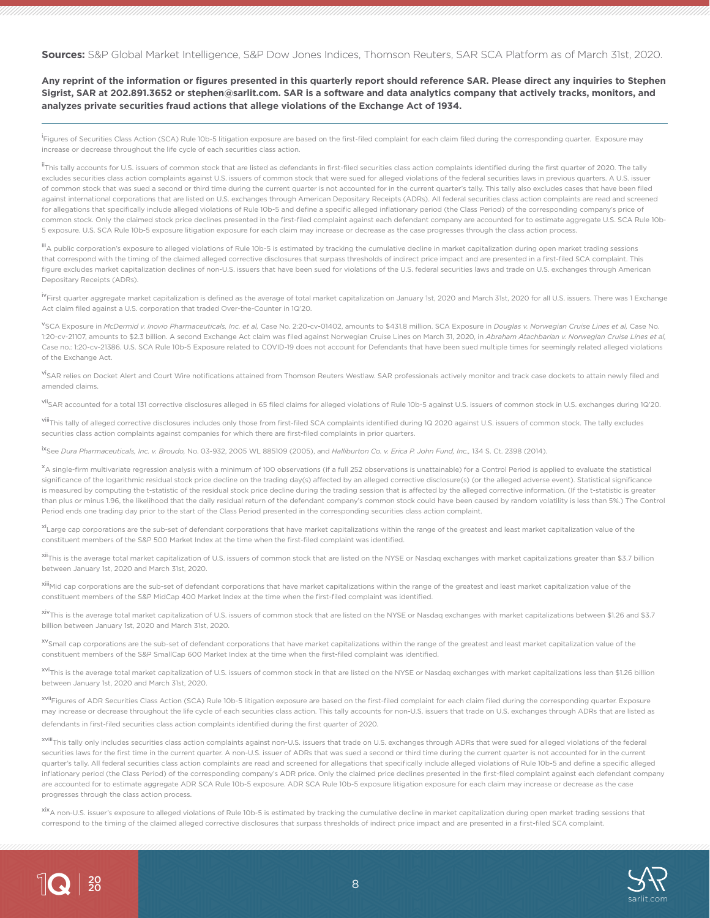**Sources:** S&P Global Market Intelligence, S&P Dow Jones Indices, Thomson Reuters, SAR SCA Platform as of March 31st, 2020.

**Any reprint of the information or figures presented in this quarterly report should reference SAR. Please direct any inquiries to Stephen Sigrist, SAR at 202.891.3652 or stephen@sarlit.com. SAR is a software and data analytics company that actively tracks, monitors, and analyzes private securities fraud actions that allege violations of the Exchange Act of 1934.**

---

[i] Figures of Securities Class Action (SCA) Rule 10b-5 litigation exposure are based on the first-filed complaint for each claim filed during the corresponding quarter. Exposure may increase or decrease throughout the life cycle of each securities class action.

[ii] This tally accounts for U.S. issuers of common stock that are listed as defendants in first-filed securities class action complaints identified during the first quarter of 2020. The tally excludes securities class action complaints against U.S. issuers of common stock that were sued for alleged violations of the federal securities laws in previous quarters. A U.S. issuer of common stock that was sued a second or third time during the current quarter is not accounted for in the current quarter's tally. This tally also excludes cases that have been filed against international corporations that are listed on U.S. exchanges through American Depositary Receipts (ADRs). All federal securities class action complaints are read and screened for allegations that specifically include alleged violations of Rule 10b-5 and define a specific alleged inflationary period (the Class Period) of the corresponding company's price of common stock. Only the claimed stock price declines presented in the first-filed complaint against each defendant company are accounted for to estimate aggregate U.S. SCA Rule 10b-5 exposure. U.S. SCA Rule 10b-5 exposure litigation exposure for each claim may increase or decrease as the case progresses through the class action process.

[iii] A public corporation's exposure to alleged violations of Rule 10b-5 is estimated by tracking the cumulative decline in market capitalization during open market trading sessions that correspond with the timing of the claimed alleged corrective disclosures that surpass thresholds of indirect price impact and are presented in a first-filed SCA complaint. This figure excludes market capitalization declines of non-U.S. issuers that have been sued for violations of the U.S. federal securities laws and trade on U.S. exchanges through American Depositary Receipts (ADRs).

[iv] First quarter aggregate market capitalization is defined as the average of total market capitalization on January 1st, 2020 and March 31st, 2020 for all U.S. issuers. There was 1 Exchange Act claim filed against a U.S. corporation that traded Over-the-Counter in 1Q'20.

[v] SCA Exposure in *McDermid v. Inovio Pharmaceuticals, Inc. et al,* Case No. 2:20-cv-01402, amounts to $431.8 million. SCA Exposure in *Douglas v. Norwegian Cruise Lines et al,* Case No. 1:20-cv-21107, amounts to $2.3 billion. A second Exchange Act claim was filed against Norwegian Cruise Lines on March 31, 2020, in *Abraham Atachbarian v. Norwegian Cruise Lines et al,* Case no.: 1:20-cv-21386. U.S. SCA Rule 10b-5 Exposure related to COVID-19 does not account for Defendants that have been sued multiple times for seemingly related alleged violations of the Exchange Act.

[vi] SAR relies on Docket Alert and Court Wire notifications attained from Thomson Reuters Westlaw. SAR professionals actively monitor and track case dockets to attain newly filed and amended claims.

[vii] SAR accounted for a total 131 corrective disclosures alleged in 65 filed claims for alleged violations of Rule 10b-5 against U.S. issuers of common stock in U.S. exchanges during 1Q'20.

[viii] This tally of alleged corrective disclosures includes only those from first-filed SCA complaints identified during 1Q 2020 against U.S. issuers of common stock. The tally excludes securities class action complaints against companies for which there are first-filed complaints in prior quarters.

[ix] See *Dura Pharmaceuticals, Inc. v. Broudo,* No. 03-932, 2005 WL 885109 (2005), and *Halliburton Co. v. Erica P. John Fund, Inc.,* 134 S. Ct. 2398 (2014).

[x] A single-firm multivariate regression analysis with a minimum of 100 observations (if a full 252 observations is unattainable) for a Control Period is applied to evaluate the statistical significance of the logarithmic residual stock price decline on the trading day(s) affected by an alleged corrective disclosure(s) (or the alleged adverse event). Statistical significance is measured by computing the t-statistic of the residual stock price decline during the trading session that is affected by the alleged corrective information. (If the t-statistic is greater than plus or minus 1.96, the likelihood that the daily residual return of the defendant company's common stock could have been caused by random volatility is less than 5%.) The Control Period ends one trading day prior to the start of the Class Period presented in the corresponding securities class action complaint.

[xi] Large cap corporations are the sub-set of defendant corporations that have market capitalizations within the range of the greatest and least market capitalization value of the constituent members of the S&P 500 Market Index at the time when the first-filed complaint was identified.

[xii] This is the average total market capitalization of U.S. issuers of common stock that are listed on the NYSE or Nasdaq exchanges with market capitalizations greater than $3.7 billion between January 1st, 2020 and March 31st, 2020.

[xiii] Mid cap corporations are the sub-set of defendant corporations that have market capitalizations within the range of the greatest and least market capitalization value of the constituent members of the S&P MidCap 400 Market Index at the time when the first-filed complaint was identified.

[xiv] This is the average total market capitalization of U.S. issuers of common stock that are listed on the NYSE or Nasdaq exchanges with market capitalizations between $1.26 and $3.7 billion between January 1st, 2020 and March 31st, 2020.

[xv] Small cap corporations are the sub-set of defendant corporations that have market capitalizations within the range of the greatest and least market capitalization value of the constituent members of the S&P SmallCap 600 Market Index at the time when the first-filed complaint was identified.

[xvi] This is the average total market capitalization of U.S. issuers of common stock in that are listed on the NYSE or Nasdaq exchanges with market capitalizations less than $1.26 billion between January 1st, 2020 and March 31st, 2020.

[xvii] Figures of ADR Securities Class Action (SCA) Rule 10b-5 litigation exposure are based on the first-filed complaint for each claim filed during the corresponding quarter. Exposure may increase or decrease throughout the life cycle of each securities class action. This tally accounts for non-U.S. issuers that trade on U.S. exchanges through ADRs that are listed as defendants in first-filed securities class action complaints identified during the first quarter of 2020.

[xviii] This tally only includes securities class action complaints against non-U.S. issuers that trade on U.S. exchanges through ADRs that were sued for alleged violations of the federal securities laws for the first time in the current quarter. A non-U.S. issuer of ADRs that was sued a second or third time during the current quarter is not accounted for in the current quarter's tally. All federal securities class action complaints are read and screened for allegations that specifically include alleged violations of Rule 10b-5 and define a specific alleged inflationary period (the Class Period) of the corresponding company's ADR price. Only the claimed price declines presented in the first-filed complaint against each defendant company are accounted for to estimate aggregate ADR SCA Rule 10b-5 exposure. ADR SCA Rule 10b-5 exposure litigation exposure for each claim may increase or decrease as the case progresses through the class action process.

[xix] A non-U.S. issuer's exposure to alleged violations of Rule 10b-5 is estimated by tracking the cumulative decline in market capitalization during open market trading sessions that correspond to the timing of the claimed alleged corrective disclosures that surpass thresholds of indirect price impact and are presented in a first-filed SCA complaint.